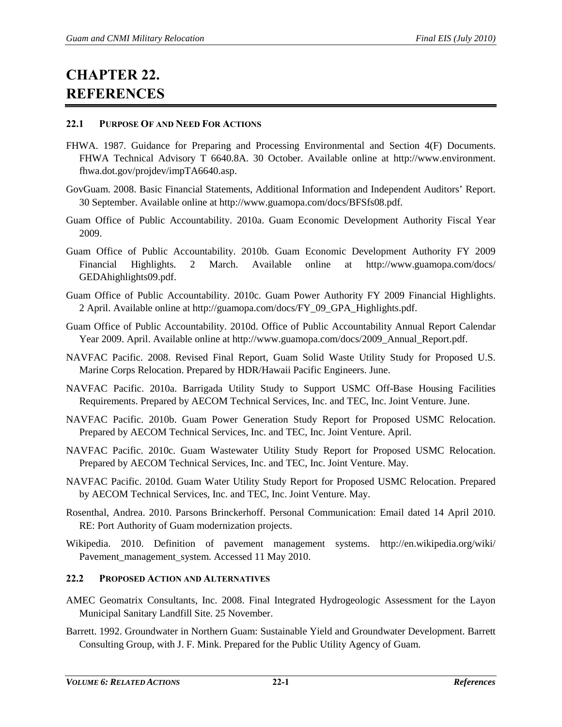# CHAPTER 22. REFERENCES

## 22.1 PURPOSE OF AND NEED FOR ACTIONS

FHWA. 1987. Guidance for Preparing and Processing Environmental and Section 4(F) Documents. FHWA Technical Advisory T 6640.8A. 30 October. Available online at http://www.environment.fhwa.dot.gov/projdev/impTA6640.asp.

GovGuam. 2008. Basic Financial Statements, Additional Information and Independent Auditors' Report. 30 September. Available online at http://www.guamopa.com/docs/BFSfs08.pdf.

Guam Office of Public Accountability. 2010a. Guam Economic Development Authority Fiscal Year 2009.

Guam Office of Public Accountability. 2010b. Guam Economic Development Authority FY 2009 Financial Highlights. 2 March. Available online at http://www.guamopa.com/docs/GEDAhighlights09.pdf.

Guam Office of Public Accountability. 2010c. Guam Power Authority FY 2009 Financial Highlights. 2 April. Available online at http://guamopa.com/docs/FY_09_GPA_Highlights.pdf.

Guam Office of Public Accountability. 2010d. Office of Public Accountability Annual Report Calendar Year 2009. April. Available online at http://www.guamopa.com/docs/2009_Annual_Report.pdf.

NAVFAC Pacific. 2008. Revised Final Report, Guam Solid Waste Utility Study for Proposed U.S. Marine Corps Relocation. Prepared by HDR/Hawaii Pacific Engineers. June.

NAVFAC Pacific. 2010a. Barrigada Utility Study to Support USMC Off-Base Housing Facilities Requirements. Prepared by AECOM Technical Services, Inc. and TEC, Inc. Joint Venture. June.

NAVFAC Pacific. 2010b. Guam Power Generation Study Report for Proposed USMC Relocation. Prepared by AECOM Technical Services, Inc. and TEC, Inc. Joint Venture. April.

NAVFAC Pacific. 2010c. Guam Wastewater Utility Study Report for Proposed USMC Relocation. Prepared by AECOM Technical Services, Inc. and TEC, Inc. Joint Venture. May.

NAVFAC Pacific. 2010d. Guam Water Utility Study Report for Proposed USMC Relocation. Prepared by AECOM Technical Services, Inc. and TEC, Inc. Joint Venture. May.

Rosenthal, Andrea. 2010. Parsons Brinckerhoff. Personal Communication: Email dated 14 April 2010. RE: Port Authority of Guam modernization projects.

Wikipedia. 2010. Definition of pavement management systems. http://en.wikipedia.org/wiki/Pavement_management_system. Accessed 11 May 2010.

## 22.2 PROPOSED ACTION AND ALTERNATIVES

AMEC Geomatrix Consultants, Inc. 2008. Final Integrated Hydrogeologic Assessment for the Layon Municipal Sanitary Landfill Site. 25 November.

Barrett. 1992. Groundwater in Northern Guam: Sustainable Yield and Groundwater Development. Barrett Consulting Group, with J. F. Mink. Prepared for the Public Utility Agency of Guam.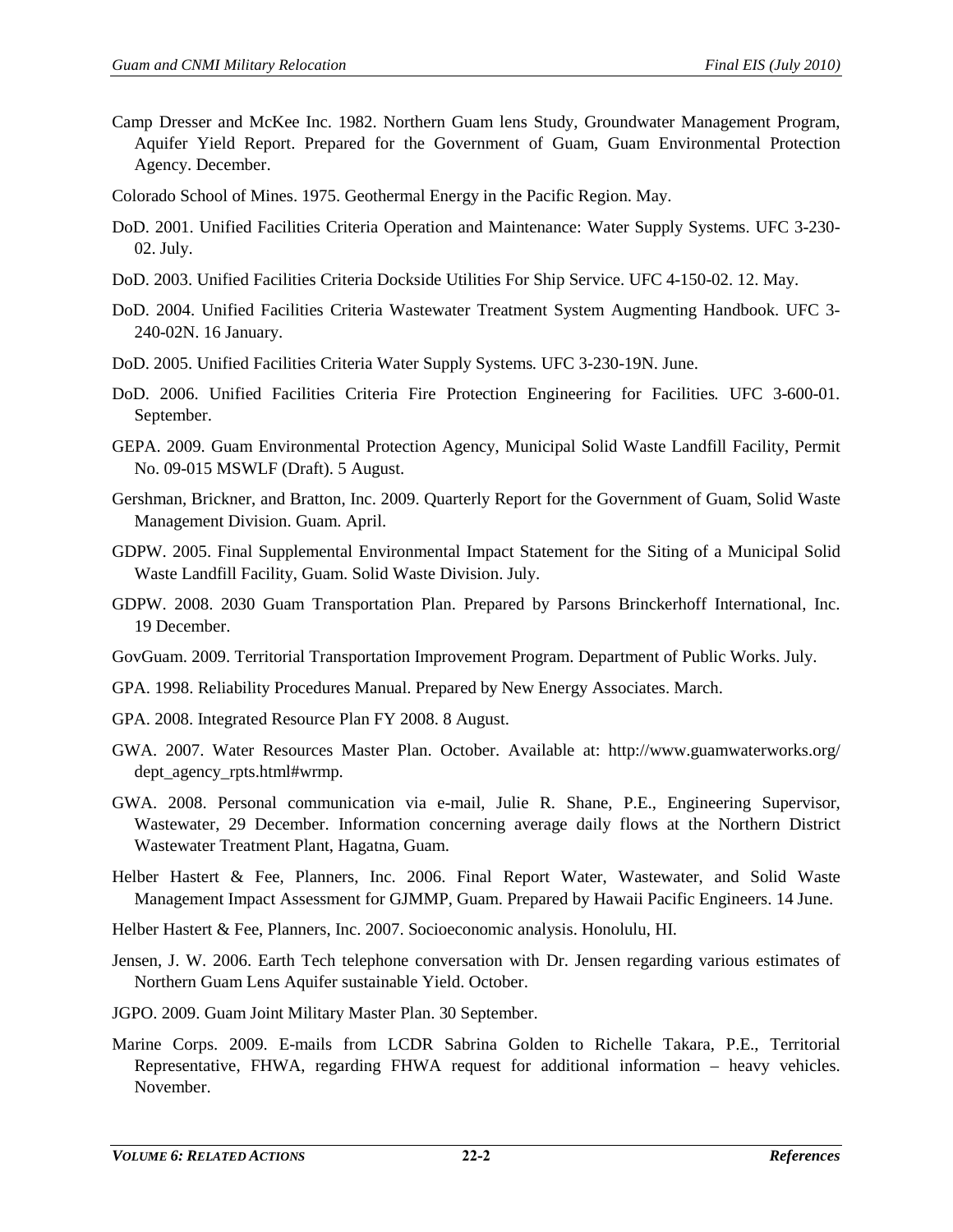Camp Dresser and McKee Inc. 1982. Northern Guam lens Study, Groundwater Management Program, Aquifer Yield Report. Prepared for the Government of Guam, Guam Environmental Protection Agency. December.

Colorado School of Mines. 1975. Geothermal Energy in the Pacific Region. May.

DoD. 2001. Unified Facilities Criteria Operation and Maintenance: Water Supply Systems. UFC 3-230-02. July.

DoD. 2003. Unified Facilities Criteria Dockside Utilities For Ship Service. UFC 4-150-02. 12. May.

DoD. 2004. Unified Facilities Criteria Wastewater Treatment System Augmenting Handbook. UFC 3-240-02N. 16 January.

DoD. 2005. Unified Facilities Criteria Water Supply Systems*.* UFC 3-230-19N. June.

DoD. 2006. Unified Facilities Criteria Fire Protection Engineering for Facilities*.* UFC 3-600-01. September.

GEPA. 2009. Guam Environmental Protection Agency, Municipal Solid Waste Landfill Facility, Permit No. 09-015 MSWLF (Draft). 5 August.

Gershman, Brickner, and Bratton, Inc. 2009. Quarterly Report for the Government of Guam, Solid Waste Management Division. Guam. April.

GDPW. 2005. Final Supplemental Environmental Impact Statement for the Siting of a Municipal Solid Waste Landfill Facility, Guam. Solid Waste Division. July.

GDPW. 2008. 2030 Guam Transportation Plan. Prepared by Parsons Brinckerhoff International, Inc. 19 December.

GovGuam. 2009. Territorial Transportation Improvement Program. Department of Public Works. July.

GPA. 1998. Reliability Procedures Manual. Prepared by New Energy Associates. March.

GPA. 2008. Integrated Resource Plan FY 2008. 8 August.

GWA. 2007. Water Resources Master Plan. October. Available at: http://www.guamwaterworks.org/dept_agency_rpts.html#wrmp.

GWA. 2008. Personal communication via e-mail, Julie R. Shane, P.E., Engineering Supervisor, Wastewater, 29 December. Information concerning average daily flows at the Northern District Wastewater Treatment Plant, Hagatna, Guam.

Helber Hastert & Fee, Planners, Inc. 2006. Final Report Water, Wastewater, and Solid Waste Management Impact Assessment for GJMMP, Guam. Prepared by Hawaii Pacific Engineers. 14 June.

Helber Hastert & Fee, Planners, Inc. 2007. Socioeconomic analysis. Honolulu, HI.

Jensen, J. W. 2006. Earth Tech telephone conversation with Dr. Jensen regarding various estimates of Northern Guam Lens Aquifer sustainable Yield. October.

JGPO. 2009. Guam Joint Military Master Plan. 30 September.

Marine Corps. 2009. E-mails from LCDR Sabrina Golden to Richelle Takara, P.E., Territorial Representative, FHWA, regarding FHWA request for additional information – heavy vehicles. November.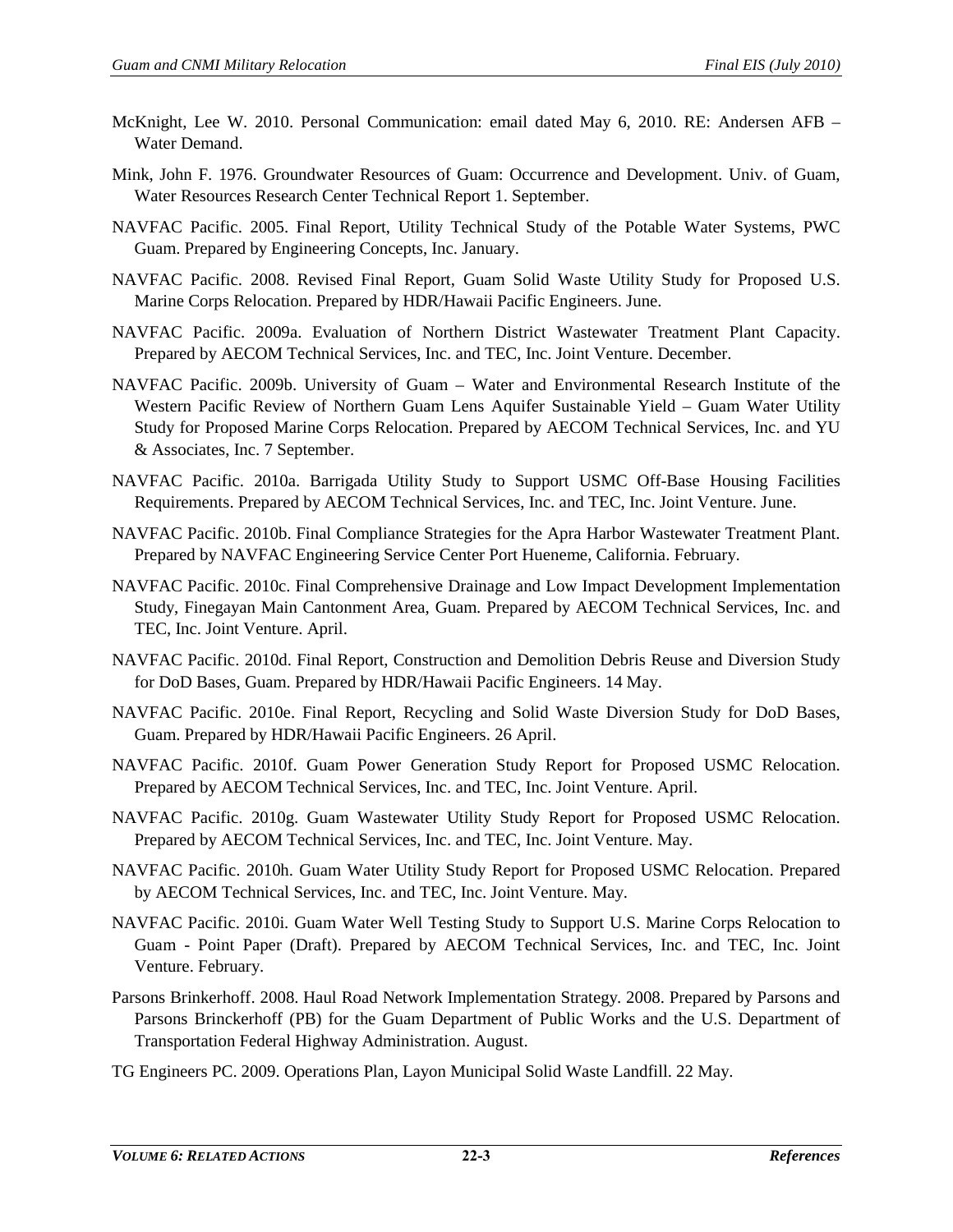McKnight, Lee W. 2010. Personal Communication: email dated May 6, 2010. RE: Andersen AFB – Water Demand.

Mink, John F. 1976. Groundwater Resources of Guam: Occurrence and Development. Univ. of Guam, Water Resources Research Center Technical Report 1. September.

NAVFAC Pacific. 2005. Final Report, Utility Technical Study of the Potable Water Systems, PWC Guam. Prepared by Engineering Concepts, Inc. January.

NAVFAC Pacific. 2008. Revised Final Report, Guam Solid Waste Utility Study for Proposed U.S. Marine Corps Relocation. Prepared by HDR/Hawaii Pacific Engineers. June.

NAVFAC Pacific. 2009a. Evaluation of Northern District Wastewater Treatment Plant Capacity. Prepared by AECOM Technical Services, Inc. and TEC, Inc. Joint Venture. December.

NAVFAC Pacific. 2009b. University of Guam – Water and Environmental Research Institute of the Western Pacific Review of Northern Guam Lens Aquifer Sustainable Yield – Guam Water Utility Study for Proposed Marine Corps Relocation. Prepared by AECOM Technical Services, Inc. and YU & Associates, Inc. 7 September.

NAVFAC Pacific. 2010a. Barrigada Utility Study to Support USMC Off-Base Housing Facilities Requirements. Prepared by AECOM Technical Services, Inc. and TEC, Inc. Joint Venture. June.

NAVFAC Pacific. 2010b. Final Compliance Strategies for the Apra Harbor Wastewater Treatment Plant. Prepared by NAVFAC Engineering Service Center Port Hueneme, California. February.

NAVFAC Pacific. 2010c. Final Comprehensive Drainage and Low Impact Development Implementation Study, Finegayan Main Cantonment Area, Guam. Prepared by AECOM Technical Services, Inc. and TEC, Inc. Joint Venture. April.

NAVFAC Pacific. 2010d. Final Report, Construction and Demolition Debris Reuse and Diversion Study for DoD Bases, Guam. Prepared by HDR/Hawaii Pacific Engineers. 14 May.

NAVFAC Pacific. 2010e. Final Report, Recycling and Solid Waste Diversion Study for DoD Bases, Guam. Prepared by HDR/Hawaii Pacific Engineers. 26 April.

NAVFAC Pacific. 2010f. Guam Power Generation Study Report for Proposed USMC Relocation. Prepared by AECOM Technical Services, Inc. and TEC, Inc. Joint Venture. April.

NAVFAC Pacific. 2010g. Guam Wastewater Utility Study Report for Proposed USMC Relocation. Prepared by AECOM Technical Services, Inc. and TEC, Inc. Joint Venture. May.

NAVFAC Pacific. 2010h. Guam Water Utility Study Report for Proposed USMC Relocation. Prepared by AECOM Technical Services, Inc. and TEC, Inc. Joint Venture. May.

NAVFAC Pacific. 2010i. Guam Water Well Testing Study to Support U.S. Marine Corps Relocation to Guam - Point Paper (Draft). Prepared by AECOM Technical Services, Inc. and TEC, Inc. Joint Venture. February.

Parsons Brinkerhoff. 2008. Haul Road Network Implementation Strategy. 2008. Prepared by Parsons and Parsons Brinckerhoff (PB) for the Guam Department of Public Works and the U.S. Department of Transportation Federal Highway Administration. August.

TG Engineers PC. 2009. Operations Plan, Layon Municipal Solid Waste Landfill. 22 May.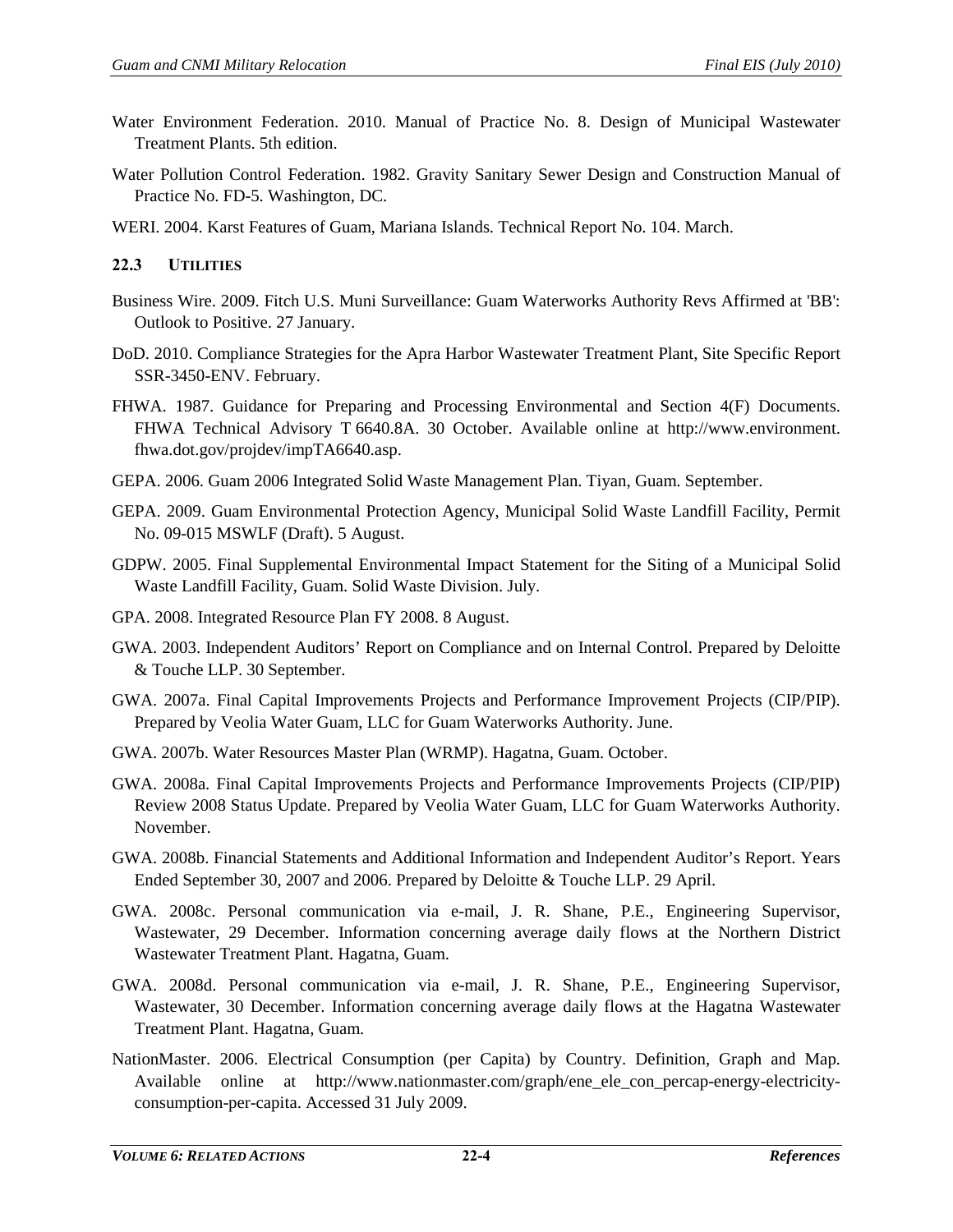Water Environment Federation. 2010. Manual of Practice No. 8. Design of Municipal Wastewater Treatment Plants. 5th edition.

Water Pollution Control Federation. 1982. Gravity Sanitary Sewer Design and Construction Manual of Practice No. FD-5. Washington, DC.

WERI. 2004. Karst Features of Guam, Mariana Islands. Technical Report No. 104. March.

### 22.3 UTILITIES

Business Wire. 2009. Fitch U.S. Muni Surveillance: Guam Waterworks Authority Revs Affirmed at 'BB': Outlook to Positive. 27 January.

DoD. 2010. Compliance Strategies for the Apra Harbor Wastewater Treatment Plant, Site Specific Report SSR-3450-ENV. February.

FHWA. 1987. Guidance for Preparing and Processing Environmental and Section 4(F) Documents. FHWA Technical Advisory T 6640.8A. 30 October. Available online at http://www.environment.fhwa.dot.gov/projdev/impTA6640.asp.

GEPA. 2006. Guam 2006 Integrated Solid Waste Management Plan. Tiyan, Guam. September.

GEPA. 2009. Guam Environmental Protection Agency, Municipal Solid Waste Landfill Facility, Permit No. 09-015 MSWLF (Draft). 5 August.

GDPW. 2005. Final Supplemental Environmental Impact Statement for the Siting of a Municipal Solid Waste Landfill Facility, Guam. Solid Waste Division. July.

GPA. 2008. Integrated Resource Plan FY 2008. 8 August.

GWA. 2003. Independent Auditors' Report on Compliance and on Internal Control. Prepared by Deloitte & Touche LLP. 30 September.

GWA. 2007a. Final Capital Improvements Projects and Performance Improvement Projects (CIP/PIP). Prepared by Veolia Water Guam, LLC for Guam Waterworks Authority. June.

GWA. 2007b. Water Resources Master Plan (WRMP). Hagatna, Guam. October.

GWA. 2008a. Final Capital Improvements Projects and Performance Improvements Projects (CIP/PIP) Review 2008 Status Update. Prepared by Veolia Water Guam, LLC for Guam Waterworks Authority. November.

GWA. 2008b. Financial Statements and Additional Information and Independent Auditor's Report. Years Ended September 30, 2007 and 2006. Prepared by Deloitte & Touche LLP. 29 April.

GWA. 2008c. Personal communication via e-mail, J. R. Shane, P.E., Engineering Supervisor, Wastewater, 29 December. Information concerning average daily flows at the Northern District Wastewater Treatment Plant. Hagatna, Guam.

GWA. 2008d. Personal communication via e-mail, J. R. Shane, P.E., Engineering Supervisor, Wastewater, 30 December. Information concerning average daily flows at the Hagatna Wastewater Treatment Plant. Hagatna, Guam.

NationMaster. 2006. Electrical Consumption (per Capita) by Country. Definition, Graph and Map. Available online at http://www.nationmaster.com/graph/ene_ele_con_percap-energy-electricity-consumption-per-capita. Accessed 31 July 2009.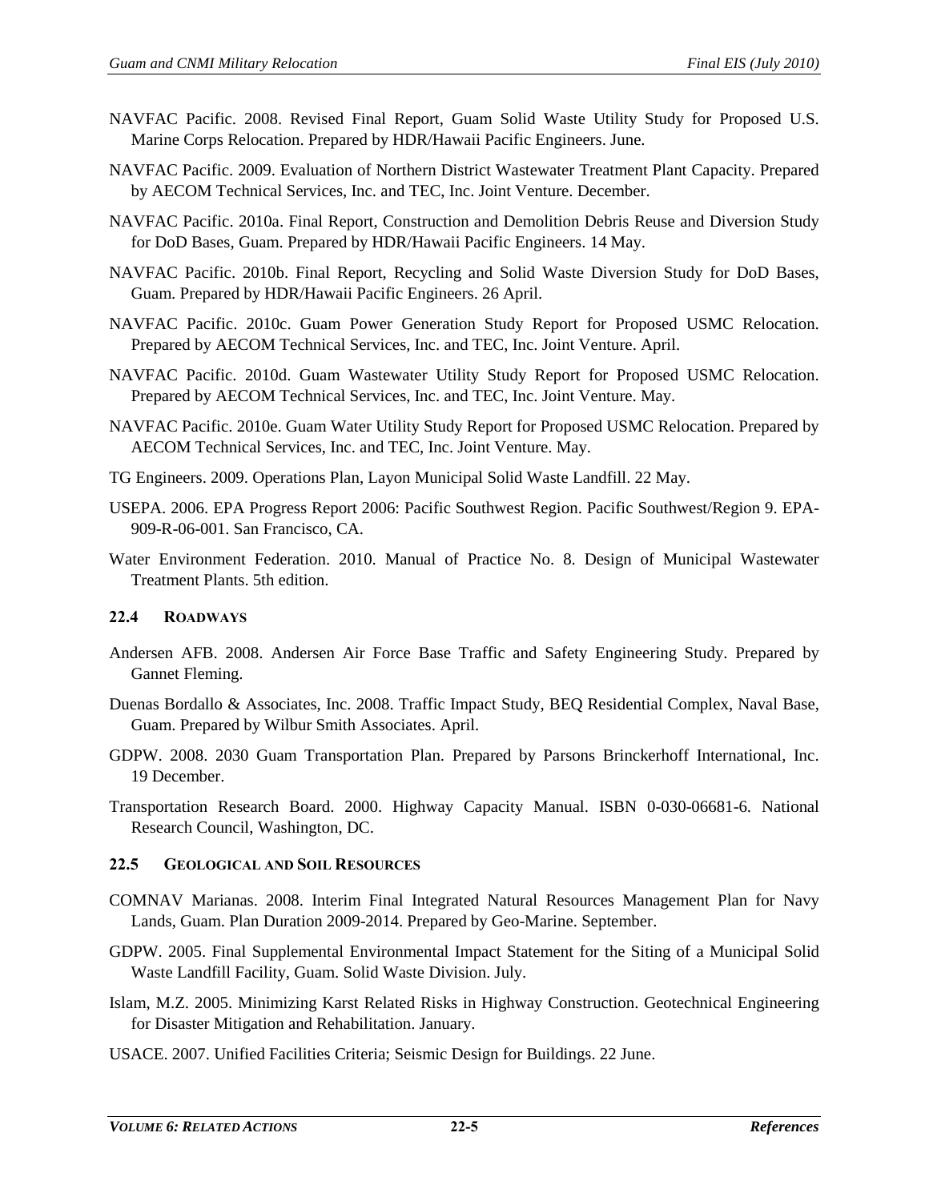NAVFAC Pacific. 2008. Revised Final Report, Guam Solid Waste Utility Study for Proposed U.S. Marine Corps Relocation. Prepared by HDR/Hawaii Pacific Engineers. June.

NAVFAC Pacific. 2009. Evaluation of Northern District Wastewater Treatment Plant Capacity. Prepared by AECOM Technical Services, Inc. and TEC, Inc. Joint Venture. December.

NAVFAC Pacific. 2010a. Final Report, Construction and Demolition Debris Reuse and Diversion Study for DoD Bases, Guam. Prepared by HDR/Hawaii Pacific Engineers. 14 May.

NAVFAC Pacific. 2010b. Final Report, Recycling and Solid Waste Diversion Study for DoD Bases, Guam. Prepared by HDR/Hawaii Pacific Engineers. 26 April.

NAVFAC Pacific. 2010c. Guam Power Generation Study Report for Proposed USMC Relocation. Prepared by AECOM Technical Services, Inc. and TEC, Inc. Joint Venture. April.

NAVFAC Pacific. 2010d. Guam Wastewater Utility Study Report for Proposed USMC Relocation. Prepared by AECOM Technical Services, Inc. and TEC, Inc. Joint Venture. May.

NAVFAC Pacific. 2010e. Guam Water Utility Study Report for Proposed USMC Relocation. Prepared by AECOM Technical Services, Inc. and TEC, Inc. Joint Venture. May.

TG Engineers. 2009. Operations Plan, Layon Municipal Solid Waste Landfill. 22 May.

USEPA. 2006. EPA Progress Report 2006: Pacific Southwest Region. Pacific Southwest/Region 9. EPA-909-R-06-001. San Francisco, CA.

Water Environment Federation. 2010. Manual of Practice No. 8. Design of Municipal Wastewater Treatment Plants. 5th edition.

## 22.4 Roadways

Andersen AFB. 2008. Andersen Air Force Base Traffic and Safety Engineering Study. Prepared by Gannet Fleming.

Duenas Bordallo & Associates, Inc. 2008. Traffic Impact Study, BEQ Residential Complex, Naval Base, Guam. Prepared by Wilbur Smith Associates. April.

GDPW. 2008. 2030 Guam Transportation Plan. Prepared by Parsons Brinckerhoff International, Inc. 19 December.

Transportation Research Board. 2000. Highway Capacity Manual. ISBN 0-030-06681-6. National Research Council, Washington, DC.

## 22.5 Geological and Soil Resources

COMNAV Marianas. 2008. Interim Final Integrated Natural Resources Management Plan for Navy Lands, Guam. Plan Duration 2009-2014. Prepared by Geo-Marine. September.

GDPW. 2005. Final Supplemental Environmental Impact Statement for the Siting of a Municipal Solid Waste Landfill Facility, Guam. Solid Waste Division. July.

Islam, M.Z. 2005. Minimizing Karst Related Risks in Highway Construction. Geotechnical Engineering for Disaster Mitigation and Rehabilitation. January.

USACE. 2007. Unified Facilities Criteria; Seismic Design for Buildings. 22 June.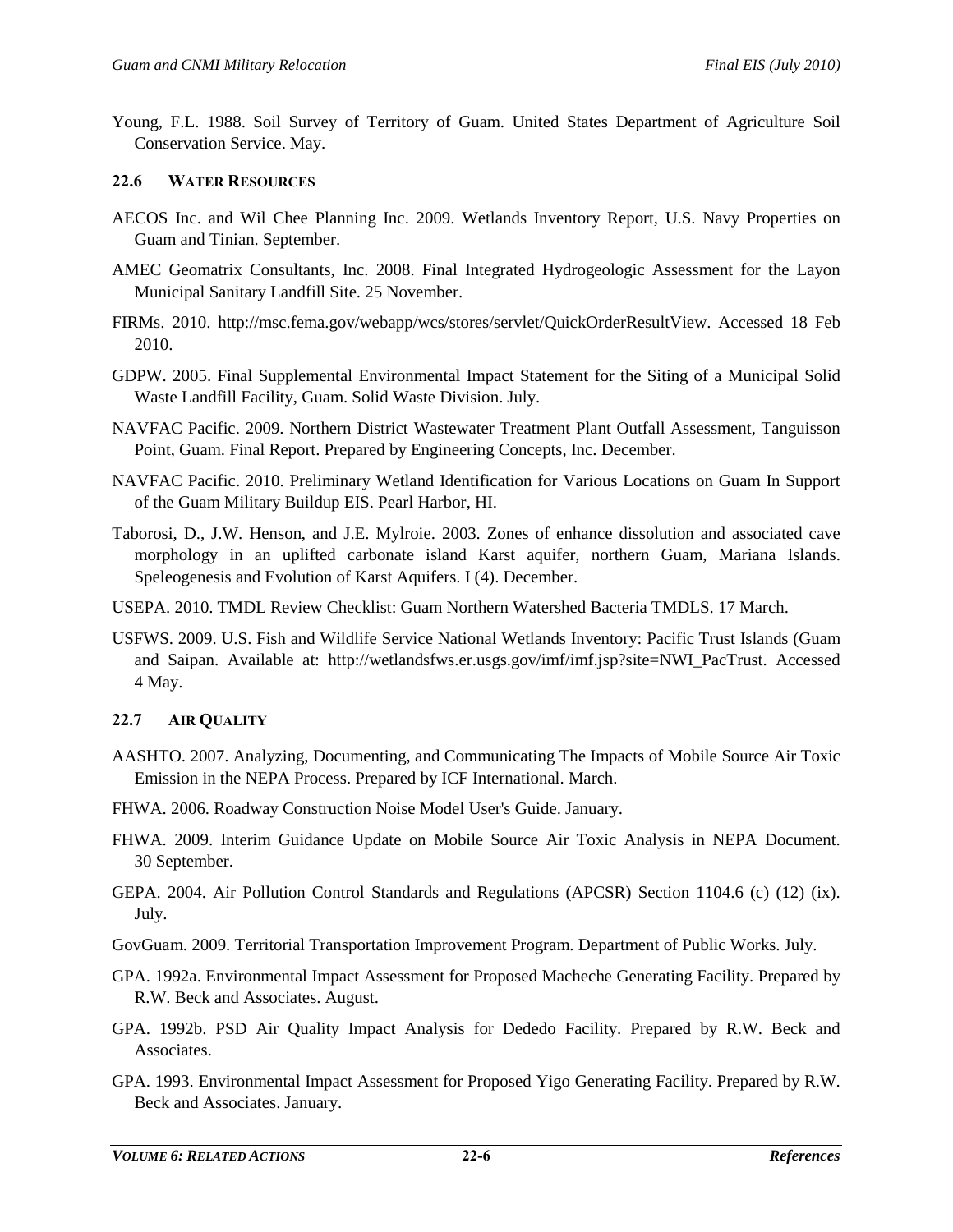Young, F.L. 1988. Soil Survey of Territory of Guam. United States Department of Agriculture Soil Conservation Service. May.

## 22.6 WATER RESOURCES

AECOS Inc. and Wil Chee Planning Inc. 2009. Wetlands Inventory Report, U.S. Navy Properties on Guam and Tinian. September.

AMEC Geomatrix Consultants, Inc. 2008. Final Integrated Hydrogeologic Assessment for the Layon Municipal Sanitary Landfill Site. 25 November.

FIRMs. 2010. http://msc.fema.gov/webapp/wcs/stores/servlet/QuickOrderResultView. Accessed 18 Feb 2010.

GDPW. 2005. Final Supplemental Environmental Impact Statement for the Siting of a Municipal Solid Waste Landfill Facility, Guam. Solid Waste Division. July.

NAVFAC Pacific. 2009. Northern District Wastewater Treatment Plant Outfall Assessment, Tanguisson Point, Guam. Final Report. Prepared by Engineering Concepts, Inc. December.

NAVFAC Pacific. 2010. Preliminary Wetland Identification for Various Locations on Guam In Support of the Guam Military Buildup EIS. Pearl Harbor, HI.

Taborosi, D., J.W. Henson, and J.E. Mylroie. 2003. Zones of enhance dissolution and associated cave morphology in an uplifted carbonate island Karst aquifer, northern Guam, Mariana Islands. Speleogenesis and Evolution of Karst Aquifers. I (4). December.

USEPA. 2010. TMDL Review Checklist: Guam Northern Watershed Bacteria TMDLS. 17 March.

USFWS. 2009. U.S. Fish and Wildlife Service National Wetlands Inventory: Pacific Trust Islands (Guam and Saipan. Available at: http://wetlandsfws.er.usgs.gov/imf/imf.jsp?site=NWI_PacTrust. Accessed 4 May.

## 22.7 AIR QUALITY

AASHTO. 2007. Analyzing, Documenting, and Communicating The Impacts of Mobile Source Air Toxic Emission in the NEPA Process. Prepared by ICF International. March.

FHWA. 2006. Roadway Construction Noise Model User's Guide. January.

FHWA. 2009. Interim Guidance Update on Mobile Source Air Toxic Analysis in NEPA Document. 30 September.

GEPA. 2004. Air Pollution Control Standards and Regulations (APCSR) Section 1104.6 (c) (12) (ix). July.

GovGuam. 2009. Territorial Transportation Improvement Program. Department of Public Works. July.

GPA. 1992a. Environmental Impact Assessment for Proposed Macheche Generating Facility. Prepared by R.W. Beck and Associates. August.

GPA. 1992b. PSD Air Quality Impact Analysis for Dededo Facility. Prepared by R.W. Beck and Associates.

GPA. 1993. Environmental Impact Assessment for Proposed Yigo Generating Facility. Prepared by R.W. Beck and Associates. January.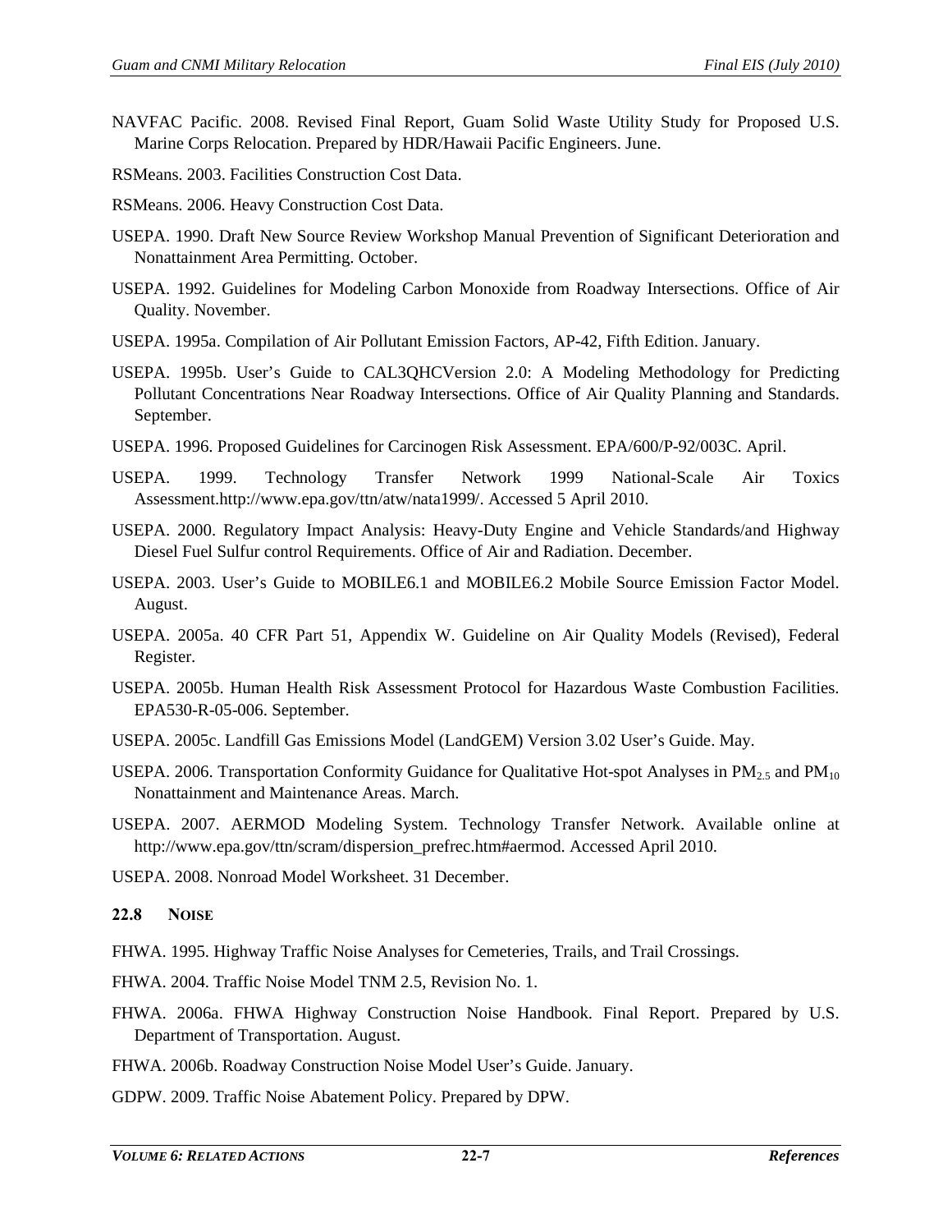NAVFAC Pacific. 2008. Revised Final Report, Guam Solid Waste Utility Study for Proposed U.S. Marine Corps Relocation. Prepared by HDR/Hawaii Pacific Engineers. June.

RSMeans. 2003. Facilities Construction Cost Data.

RSMeans. 2006. Heavy Construction Cost Data.

USEPA. 1990. Draft New Source Review Workshop Manual Prevention of Significant Deterioration and Nonattainment Area Permitting. October.

USEPA. 1992. Guidelines for Modeling Carbon Monoxide from Roadway Intersections. Office of Air Quality. November.

USEPA. 1995a. Compilation of Air Pollutant Emission Factors, AP-42, Fifth Edition. January.

USEPA. 1995b. User's Guide to CAL3QHCVersion 2.0: A Modeling Methodology for Predicting Pollutant Concentrations Near Roadway Intersections. Office of Air Quality Planning and Standards. September.

USEPA. 1996. Proposed Guidelines for Carcinogen Risk Assessment. EPA/600/P-92/003C. April.

USEPA. 1999. Technology Transfer Network 1999 National-Scale Air Toxics Assessment.http://www.epa.gov/ttn/atw/nata1999/. Accessed 5 April 2010.

USEPA. 2000. Regulatory Impact Analysis: Heavy-Duty Engine and Vehicle Standards/and Highway Diesel Fuel Sulfur control Requirements. Office of Air and Radiation. December.

USEPA. 2003. User's Guide to MOBILE6.1 and MOBILE6.2 Mobile Source Emission Factor Model. August.

USEPA. 2005a. 40 CFR Part 51, Appendix W. Guideline on Air Quality Models (Revised), Federal Register.

USEPA. 2005b. Human Health Risk Assessment Protocol for Hazardous Waste Combustion Facilities. EPA530-R-05-006. September.

USEPA. 2005c. Landfill Gas Emissions Model (LandGEM) Version 3.02 User's Guide. May.

USEPA. 2006. Transportation Conformity Guidance for Qualitative Hot-spot Analyses in $PM_{2.5}$ and $PM_{10}$ Nonattainment and Maintenance Areas. March.

USEPA. 2007. AERMOD Modeling System. Technology Transfer Network. Available online at http://www.epa.gov/ttn/scram/dispersion_prefrec.htm#aermod. Accessed April 2010.

USEPA. 2008. Nonroad Model Worksheet. 31 December.

## 22.8 NOISE

FHWA. 1995. Highway Traffic Noise Analyses for Cemeteries, Trails, and Trail Crossings.

FHWA. 2004. Traffic Noise Model TNM 2.5, Revision No. 1.

FHWA. 2006a. FHWA Highway Construction Noise Handbook. Final Report. Prepared by U.S. Department of Transportation. August.

FHWA. 2006b. Roadway Construction Noise Model User's Guide. January.

GDPW. 2009. Traffic Noise Abatement Policy. Prepared by DPW.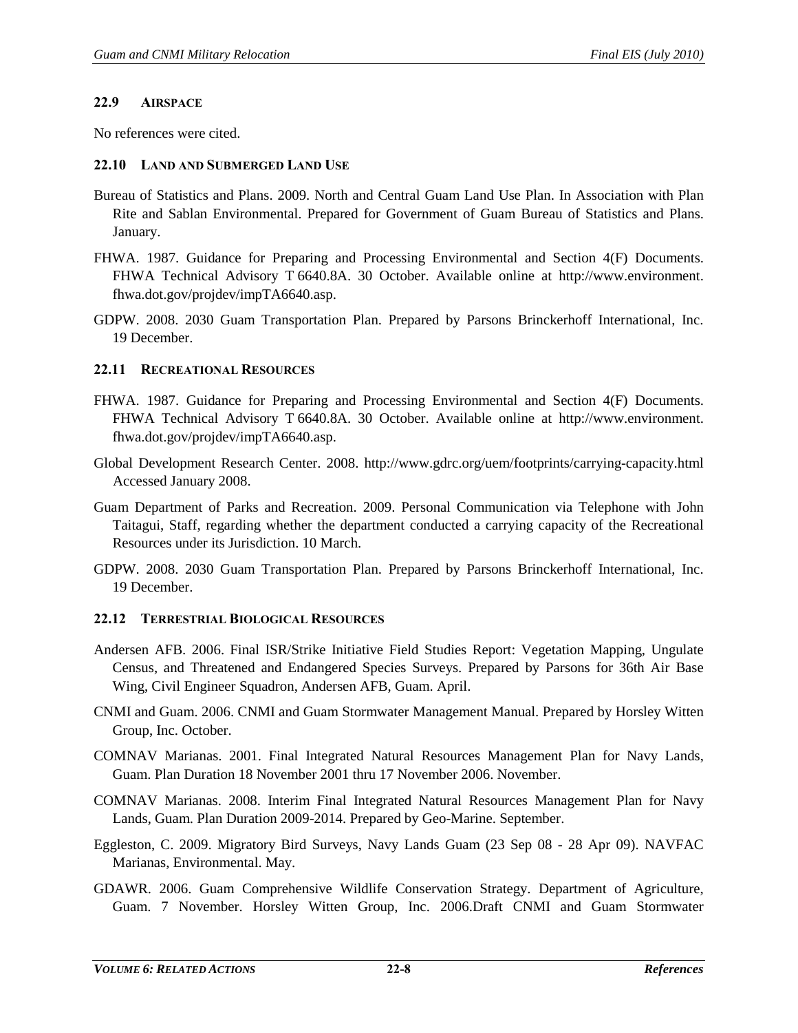### 22.9 AIRSPACE

No references were cited.

### 22.10 LAND AND SUBMERGED LAND USE

Bureau of Statistics and Plans. 2009. North and Central Guam Land Use Plan. In Association with Plan Rite and Sablan Environmental. Prepared for Government of Guam Bureau of Statistics and Plans. January.

FHWA. 1987. Guidance for Preparing and Processing Environmental and Section 4(F) Documents. FHWA Technical Advisory T 6640.8A. 30 October. Available online at http://www.environment.fhwa.dot.gov/projdev/impTA6640.asp.

GDPW. 2008. 2030 Guam Transportation Plan. Prepared by Parsons Brinckerhoff International, Inc. 19 December.

### 22.11 RECREATIONAL RESOURCES

FHWA. 1987. Guidance for Preparing and Processing Environmental and Section 4(F) Documents. FHWA Technical Advisory T 6640.8A. 30 October. Available online at http://www.environment.fhwa.dot.gov/projdev/impTA6640.asp.

Global Development Research Center. 2008. http://www.gdrc.org/uem/footprints/carrying-capacity.html Accessed January 2008.

Guam Department of Parks and Recreation. 2009. Personal Communication via Telephone with John Taitagui, Staff, regarding whether the department conducted a carrying capacity of the Recreational Resources under its Jurisdiction. 10 March.

GDPW. 2008. 2030 Guam Transportation Plan. Prepared by Parsons Brinckerhoff International, Inc. 19 December.

### 22.12 TERRESTRIAL BIOLOGICAL RESOURCES

Andersen AFB. 2006. Final ISR/Strike Initiative Field Studies Report: Vegetation Mapping, Ungulate Census, and Threatened and Endangered Species Surveys. Prepared by Parsons for 36th Air Base Wing, Civil Engineer Squadron, Andersen AFB, Guam. April.

CNMI and Guam. 2006. CNMI and Guam Stormwater Management Manual. Prepared by Horsley Witten Group, Inc. October.

COMNAV Marianas. 2001. Final Integrated Natural Resources Management Plan for Navy Lands, Guam. Plan Duration 18 November 2001 thru 17 November 2006. November.

COMNAV Marianas. 2008. Interim Final Integrated Natural Resources Management Plan for Navy Lands, Guam. Plan Duration 2009-2014. Prepared by Geo-Marine. September.

Eggleston, C. 2009. Migratory Bird Surveys, Navy Lands Guam (23 Sep 08 - 28 Apr 09). NAVFAC Marianas, Environmental. May.

GDAWR. 2006. Guam Comprehensive Wildlife Conservation Strategy. Department of Agriculture, Guam. 7 November. Horsley Witten Group, Inc. 2006.Draft CNMI and Guam Stormwater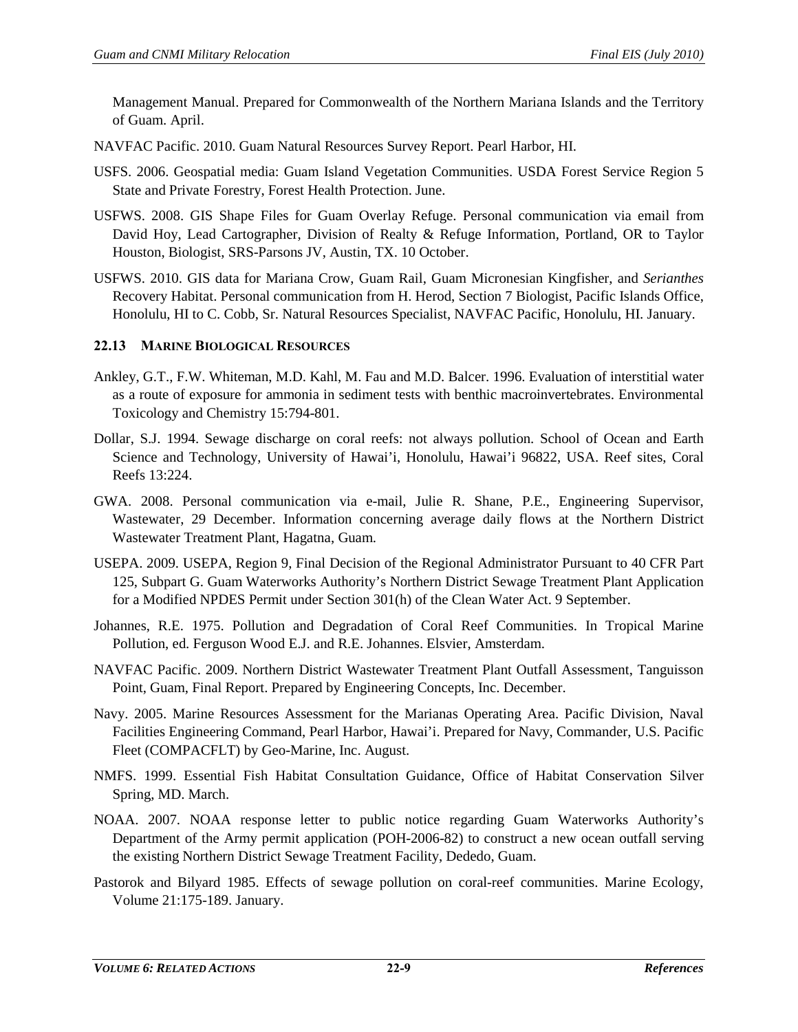Management Manual. Prepared for Commonwealth of the Northern Mariana Islands and the Territory of Guam. April.

NAVFAC Pacific. 2010. Guam Natural Resources Survey Report. Pearl Harbor, HI.

USFS. 2006. Geospatial media: Guam Island Vegetation Communities. USDA Forest Service Region 5 State and Private Forestry, Forest Health Protection. June.

USFWS. 2008. GIS Shape Files for Guam Overlay Refuge. Personal communication via email from David Hoy, Lead Cartographer, Division of Realty & Refuge Information, Portland, OR to Taylor Houston, Biologist, SRS-Parsons JV, Austin, TX. 10 October.

USFWS. 2010. GIS data for Mariana Crow, Guam Rail, Guam Micronesian Kingfisher, and *Serianthes* Recovery Habitat. Personal communication from H. Herod, Section 7 Biologist, Pacific Islands Office, Honolulu, HI to C. Cobb, Sr. Natural Resources Specialist, NAVFAC Pacific, Honolulu, HI. January.

## 22.13 MARINE BIOLOGICAL RESOURCES

Ankley, G.T., F.W. Whiteman, M.D. Kahl, M. Fau and M.D. Balcer. 1996. Evaluation of interstitial water as a route of exposure for ammonia in sediment tests with benthic macroinvertebrates. Environmental Toxicology and Chemistry 15:794-801.

Dollar, S.J. 1994. Sewage discharge on coral reefs: not always pollution. School of Ocean and Earth Science and Technology, University of Hawai'i, Honolulu, Hawai'i 96822, USA. Reef sites, Coral Reefs 13:224.

GWA. 2008. Personal communication via e-mail, Julie R. Shane, P.E., Engineering Supervisor, Wastewater, 29 December. Information concerning average daily flows at the Northern District Wastewater Treatment Plant, Hagatna, Guam.

USEPA. 2009. USEPA, Region 9, Final Decision of the Regional Administrator Pursuant to 40 CFR Part 125, Subpart G. Guam Waterworks Authority's Northern District Sewage Treatment Plant Application for a Modified NPDES Permit under Section 301(h) of the Clean Water Act. 9 September.

Johannes, R.E. 1975. Pollution and Degradation of Coral Reef Communities. In Tropical Marine Pollution, ed. Ferguson Wood E.J. and R.E. Johannes. Elsvier, Amsterdam.

NAVFAC Pacific. 2009. Northern District Wastewater Treatment Plant Outfall Assessment, Tanguisson Point, Guam, Final Report. Prepared by Engineering Concepts, Inc. December.

Navy. 2005. Marine Resources Assessment for the Marianas Operating Area. Pacific Division, Naval Facilities Engineering Command, Pearl Harbor, Hawai'i. Prepared for Navy, Commander, U.S. Pacific Fleet (COMPACFLT) by Geo-Marine, Inc. August.

NMFS. 1999. Essential Fish Habitat Consultation Guidance, Office of Habitat Conservation Silver Spring, MD. March.

NOAA. 2007. NOAA response letter to public notice regarding Guam Waterworks Authority's Department of the Army permit application (POH-2006-82) to construct a new ocean outfall serving the existing Northern District Sewage Treatment Facility, Dededo, Guam.

Pastorok and Bilyard 1985. Effects of sewage pollution on coral-reef communities. Marine Ecology, Volume 21:175-189. January.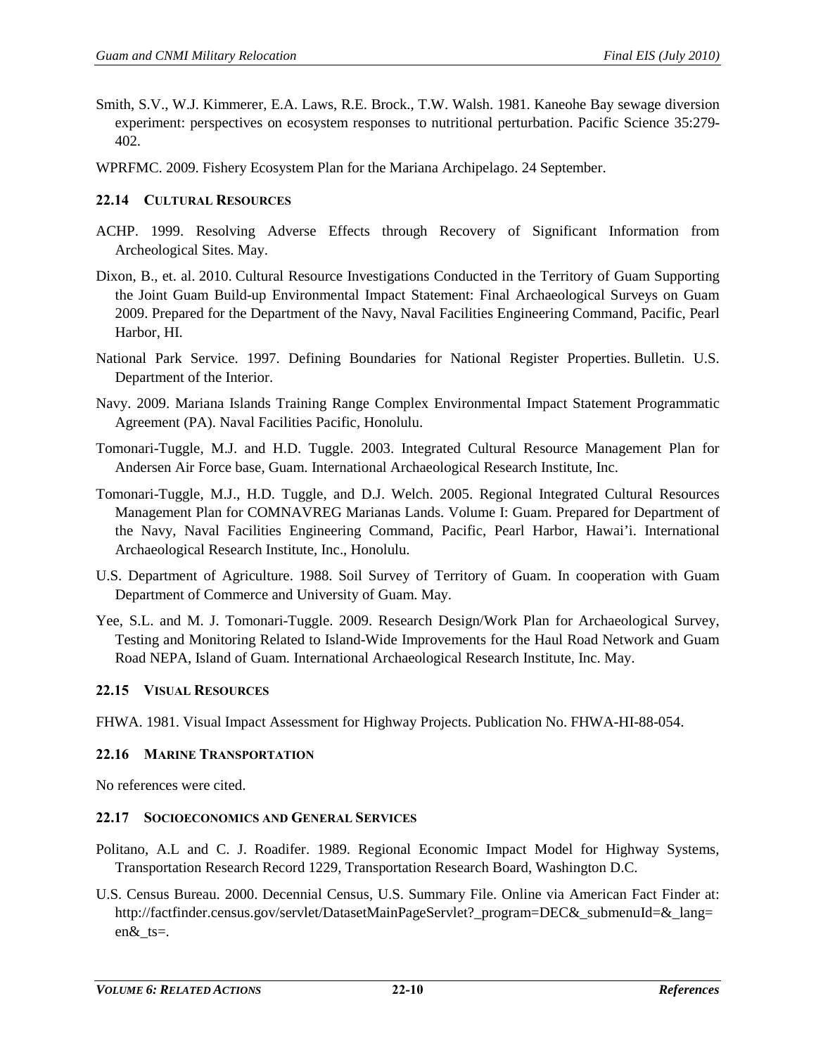Smith, S.V., W.J. Kimmerer, E.A. Laws, R.E. Brock., T.W. Walsh. 1981. Kaneohe Bay sewage diversion experiment: perspectives on ecosystem responses to nutritional perturbation. Pacific Science 35:279-402.

WPRFMC. 2009. Fishery Ecosystem Plan for the Mariana Archipelago. 24 September.

### 22.14 CULTURAL RESOURCES

ACHP. 1999. Resolving Adverse Effects through Recovery of Significant Information from Archeological Sites. May.

Dixon, B., et. al. 2010. Cultural Resource Investigations Conducted in the Territory of Guam Supporting the Joint Guam Build-up Environmental Impact Statement: Final Archaeological Surveys on Guam 2009. Prepared for the Department of the Navy, Naval Facilities Engineering Command, Pacific, Pearl Harbor, HI.

National Park Service. 1997. Defining Boundaries for National Register Properties. Bulletin. U.S. Department of the Interior.

Navy. 2009. Mariana Islands Training Range Complex Environmental Impact Statement Programmatic Agreement (PA). Naval Facilities Pacific, Honolulu.

Tomonari-Tuggle, M.J. and H.D. Tuggle. 2003. Integrated Cultural Resource Management Plan for Andersen Air Force base, Guam. International Archaeological Research Institute, Inc.

Tomonari-Tuggle, M.J., H.D. Tuggle, and D.J. Welch. 2005. Regional Integrated Cultural Resources Management Plan for COMNAVREG Marianas Lands. Volume I: Guam. Prepared for Department of the Navy, Naval Facilities Engineering Command, Pacific, Pearl Harbor, Hawai'i. International Archaeological Research Institute, Inc., Honolulu.

U.S. Department of Agriculture. 1988. Soil Survey of Territory of Guam. In cooperation with Guam Department of Commerce and University of Guam. May.

Yee, S.L. and M. J. Tomonari-Tuggle. 2009. Research Design/Work Plan for Archaeological Survey, Testing and Monitoring Related to Island-Wide Improvements for the Haul Road Network and Guam Road NEPA, Island of Guam. International Archaeological Research Institute, Inc. May.

### 22.15 VISUAL RESOURCES

FHWA. 1981. Visual Impact Assessment for Highway Projects. Publication No. FHWA-HI-88-054.

### 22.16 MARINE TRANSPORTATION

No references were cited.

### 22.17 SOCIOECONOMICS AND GENERAL SERVICES

Politano, A.L and C. J. Roadifer. 1989. Regional Economic Impact Model for Highway Systems, Transportation Research Record 1229, Transportation Research Board, Washington D.C.

U.S. Census Bureau. 2000. Decennial Census, U.S. Summary File. Online via American Fact Finder at: http://factfinder.census.gov/servlet/DatasetMainPageServlet?_program=DEC&_submenuId=&_lang=en&_ts=.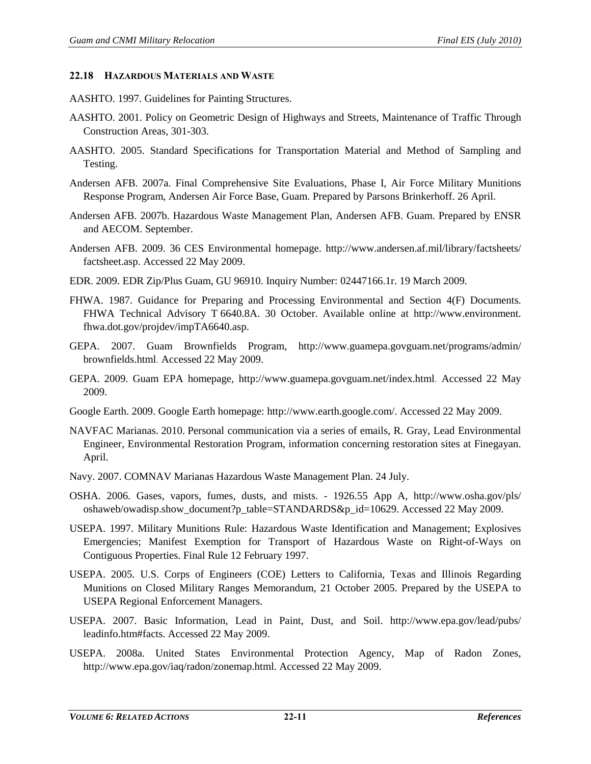### 22.18 Hazardous Materials and Waste

AASHTO. 1997. Guidelines for Painting Structures.

AASHTO. 2001. Policy on Geometric Design of Highways and Streets, Maintenance of Traffic Through Construction Areas, 301-303.

AASHTO. 2005. Standard Specifications for Transportation Material and Method of Sampling and Testing.

Andersen AFB. 2007a. Final Comprehensive Site Evaluations, Phase I, Air Force Military Munitions Response Program, Andersen Air Force Base, Guam. Prepared by Parsons Brinkerhoff. 26 April.

Andersen AFB. 2007b. Hazardous Waste Management Plan, Andersen AFB. Guam. Prepared by ENSR and AECOM. September.

Andersen AFB. 2009. 36 CES Environmental homepage. http://www.andersen.af.mil/library/factsheets/factsheet.asp. Accessed 22 May 2009.

EDR. 2009. EDR Zip/Plus Guam, GU 96910. Inquiry Number: 02447166.1r. 19 March 2009.

FHWA. 1987. Guidance for Preparing and Processing Environmental and Section 4(F) Documents. FHWA Technical Advisory T 6640.8A. 30 October. Available online at http://www.environment.fhwa.dot.gov/projdev/impTA6640.asp.

GEPA. 2007. Guam Brownfields Program, http://www.guamepa.govguam.net/programs/admin/brownfields.html. Accessed 22 May 2009.

GEPA. 2009. Guam EPA homepage, http://www.guamepa.govguam.net/index.html. Accessed 22 May 2009.

Google Earth. 2009. Google Earth homepage: http://www.earth.google.com/. Accessed 22 May 2009.

NAVFAC Marianas. 2010. Personal communication via a series of emails, R. Gray, Lead Environmental Engineer, Environmental Restoration Program, information concerning restoration sites at Finegayan. April.

Navy. 2007. COMNAV Marianas Hazardous Waste Management Plan. 24 July.

OSHA. 2006. Gases, vapors, fumes, dusts, and mists. - 1926.55 App A, http://www.osha.gov/pls/oshaweb/owadisp.show_document?p_table=STANDARDS&p_id=10629. Accessed 22 May 2009.

USEPA. 1997. Military Munitions Rule: Hazardous Waste Identification and Management; Explosives Emergencies; Manifest Exemption for Transport of Hazardous Waste on Right-of-Ways on Contiguous Properties. Final Rule 12 February 1997.

USEPA. 2005. U.S. Corps of Engineers (COE) Letters to California, Texas and Illinois Regarding Munitions on Closed Military Ranges Memorandum, 21 October 2005. Prepared by the USEPA to USEPA Regional Enforcement Managers.

USEPA. 2007. Basic Information, Lead in Paint, Dust, and Soil. http://www.epa.gov/lead/pubs/leadinfo.htm#facts. Accessed 22 May 2009.

USEPA. 2008a. United States Environmental Protection Agency, Map of Radon Zones, http://www.epa.gov/iaq/radon/zonemap.html. Accessed 22 May 2009.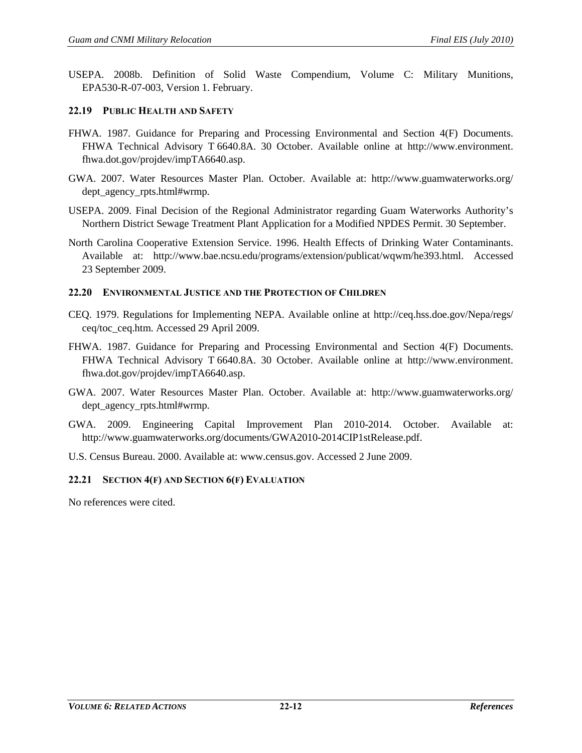USEPA. 2008b. Definition of Solid Waste Compendium, Volume C: Military Munitions, EPA530-R-07-003, Version 1. February.

### 22.19 PUBLIC HEALTH AND SAFETY

FHWA. 1987. Guidance for Preparing and Processing Environmental and Section 4(F) Documents. FHWA Technical Advisory T 6640.8A. 30 October. Available online at http://www.environment.fhwa.dot.gov/projdev/impTA6640.asp.

GWA. 2007. Water Resources Master Plan. October. Available at: http://www.guamwaterworks.org/dept_agency_rpts.html#wrmp.

USEPA. 2009. Final Decision of the Regional Administrator regarding Guam Waterworks Authority's Northern District Sewage Treatment Plant Application for a Modified NPDES Permit. 30 September.

North Carolina Cooperative Extension Service. 1996. Health Effects of Drinking Water Contaminants. Available at: http://www.bae.ncsu.edu/programs/extension/publicat/wqwm/he393.html. Accessed 23 September 2009.

### 22.20 ENVIRONMENTAL JUSTICE AND THE PROTECTION OF CHILDREN

CEQ. 1979. Regulations for Implementing NEPA. Available online at http://ceq.hss.doe.gov/Nepa/regs/ceq/toc_ceq.htm. Accessed 29 April 2009.

FHWA. 1987. Guidance for Preparing and Processing Environmental and Section 4(F) Documents. FHWA Technical Advisory T 6640.8A. 30 October. Available online at http://www.environment.fhwa.dot.gov/projdev/impTA6640.asp.

GWA. 2007. Water Resources Master Plan. October. Available at: http://www.guamwaterworks.org/dept_agency_rpts.html#wrmp.

GWA. 2009. Engineering Capital Improvement Plan 2010-2014. October. Available at: http://www.guamwaterworks.org/documents/GWA2010-2014CIP1stRelease.pdf.

U.S. Census Bureau. 2000. Available at: www.census.gov. Accessed 2 June 2009.

### 22.21 SECTION 4(F) AND SECTION 6(F) EVALUATION

No references were cited.